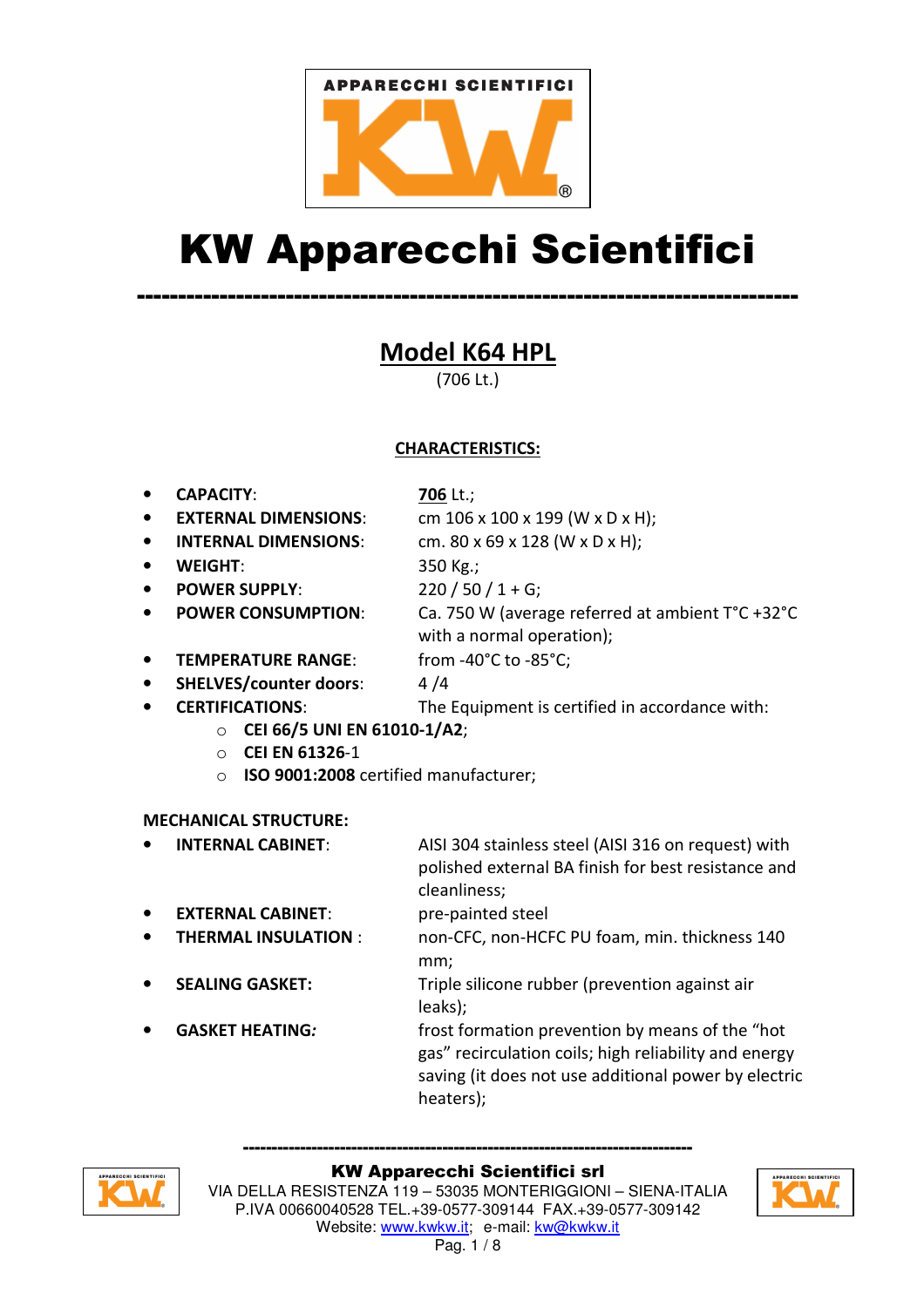APPARECCHI SCIENTIFICI

KW®

# KW Apparecchi Scientifici

---

## Model K64 HPL

(706 Lt.)

### CHARACTERISTICS:

- **CAPACITY**: **706** Lt.;
- **EXTERNAL DIMENSIONS**: cm 106 x 100 x 199 (W x D x H);
- **INTERNAL DIMENSIONS**: cm. 80 x 69 x 128 (W x D x H);
- **WEIGHT**: 350 Kg.;
- **POWER SUPPLY**: 220 / 50 / 1 + G;
- **POWER CONSUMPTION**: Ca. 750 W (average referred at ambient T°C +32°C with a normal operation);
- **TEMPERATURE RANGE**: from -40°C to -85°C;
- **SHELVES/counter doors**: 4 /4
- **CERTIFICATIONS**: The Equipment is certified in accordance with:
  - **CEI 66/5 UNI EN 61010-1/A2**;
  - **CEI EN 61326**-1
  - **ISO 9001:2008** certified manufacturer;

**MECHANICAL STRUCTURE:**

- **INTERNAL CABINET**: AISI 304 stainless steel (AISI 316 on request) with polished external BA finish for best resistance and cleanliness;
- **EXTERNAL CABINET**: pre-painted steel
- **THERMAL INSULATION** : non-CFC, non-HCFC PU foam, min. thickness 140 mm;
- **SEALING GASKET:** Triple silicone rubber (prevention against air leaks);
- **GASKET HEATING*:*** frost formation prevention by means of the "hot gas" recirculation coils; high reliability and energy saving (it does not use additional power by electric heaters);

---

**KW Apparecchi Scientifici srl**
VIA DELLA RESISTENZA 119 – 53035 MONTERIGGIONI – SIENA-ITALIA
P.IVA 00660040528 TEL.+39-0577-309144 FAX.+39-0577-309142
Website: www.kwkw.it; e-mail: kw@kwkw.it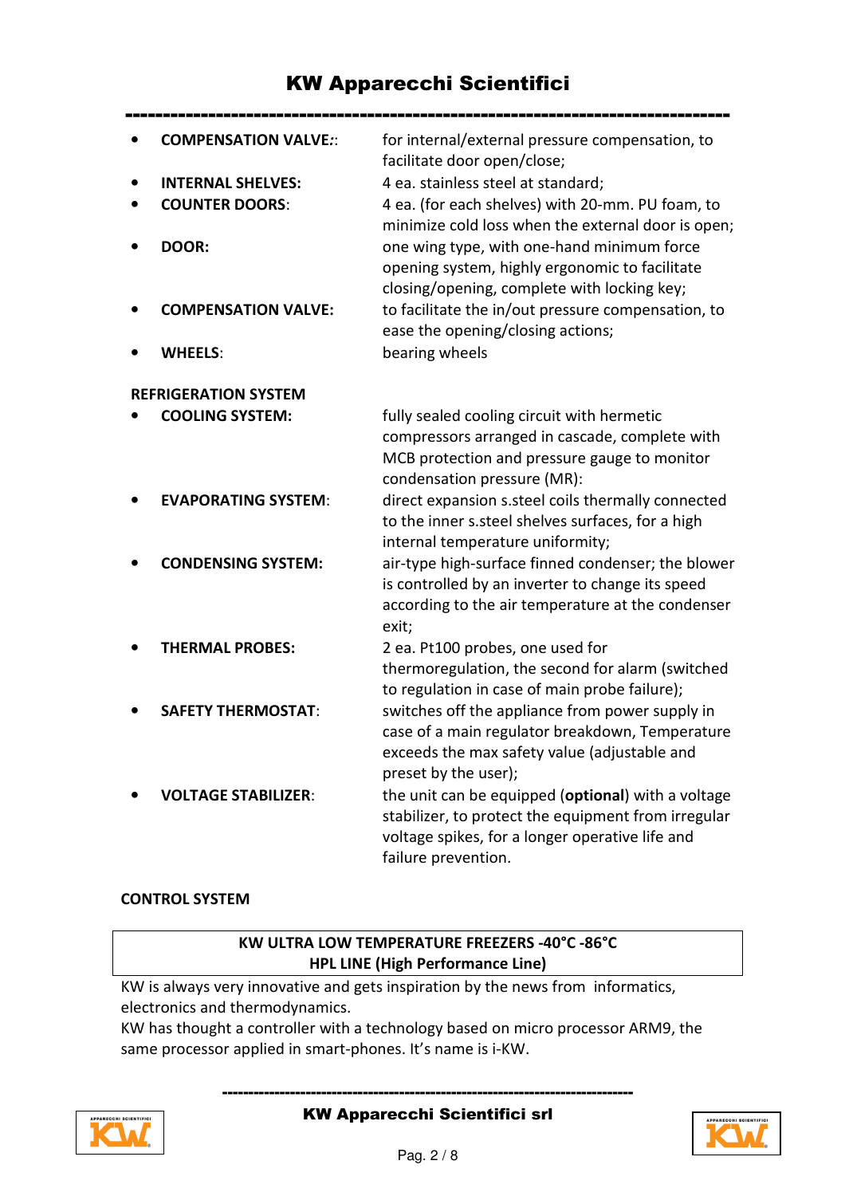- **COMPENSATION VALVE:**: for internal/external pressure compensation, to facilitate door open/close;
- **INTERNAL SHELVES:** 4 ea. stainless steel at standard;
- **COUNTER DOORS**: 4 ea. (for each shelves) with 20-mm. PU foam, to minimize cold loss when the external door is open;
- **DOOR:** one wing type, with one-hand minimum force opening system, highly ergonomic to facilitate closing/opening, complete with locking key;
- **COMPENSATION VALVE:** to facilitate the in/out pressure compensation, to ease the opening/closing actions;
- **WHEELS**: bearing wheels

**REFRIGERATION SYSTEM**

- **COOLING SYSTEM:** fully sealed cooling circuit with hermetic compressors arranged in cascade, complete with MCB protection and pressure gauge to monitor condensation pressure (MR):
- **EVAPORATING SYSTEM**: direct expansion s.steel coils thermally connected to the inner s.steel shelves surfaces, for a high internal temperature uniformity;
- **CONDENSING SYSTEM:** air-type high-surface finned condenser; the blower is controlled by an inverter to change its speed according to the air temperature at the condenser exit;
- **THERMAL PROBES:** 2 ea. Pt100 probes, one used for thermoregulation, the second for alarm (switched to regulation in case of main probe failure);
- **SAFETY THERMOSTAT**: switches off the appliance from power supply in case of a main regulator breakdown, Temperature exceeds the max safety value (adjustable and preset by the user);
- **VOLTAGE STABILIZER**: the unit can be equipped (**optional**) with a voltage stabilizer, to protect the equipment from irregular voltage spikes, for a longer operative life and failure prevention.

**CONTROL SYSTEM**

| KW ULTRA LOW TEMPERATURE FREEZERS -40°C -86°C<br>HPL LINE (High Performance Line) |
|---|

KW is always very innovative and gets inspiration by the news from informatics, electronics and thermodynamics.
KW has thought a controller with a technology based on micro processor ARM9, the same processor applied in smart-phones. It's name is i-KW.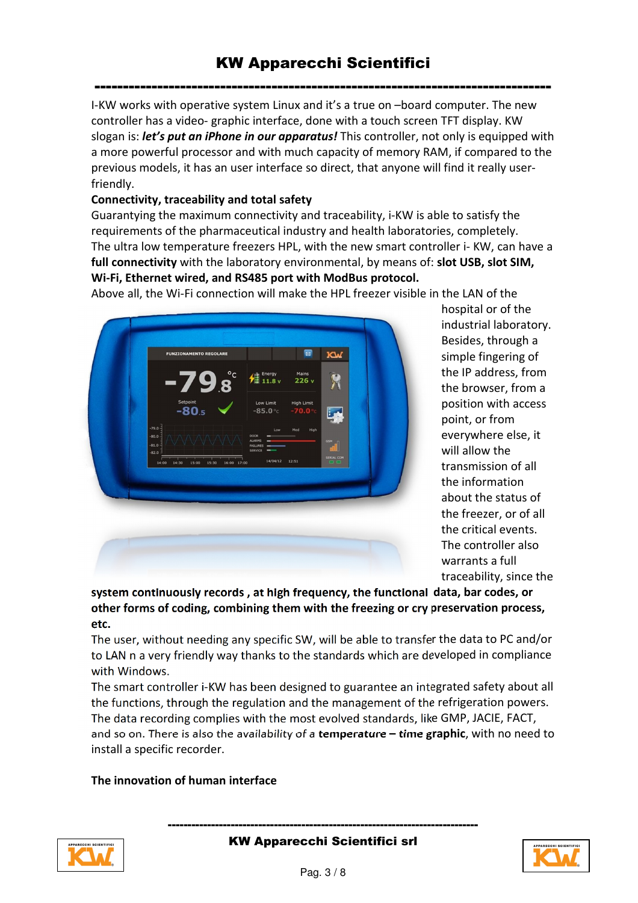I-KW works with operative system Linux and it's a true on –board computer. The new controller has a video- graphic interface, done with a touch screen TFT display. KW slogan is: ***let's put an iPhone in our apparatus!*** This controller, not only is equipped with a more powerful processor and with much capacity of memory RAM, if compared to the previous models, it has an user interface so direct, that anyone will find it really user-friendly.

**Connectivity, traceability and total safety**

Guarantying the maximum connectivity and traceability, i-KW is able to satisfy the requirements of the pharmaceutical industry and health laboratories, completely.
The ultra low temperature freezers HPL, with the new smart controller i- KW, can have a **full connectivity** with the laboratory environmental, by means of: **slot USB, slot SIM, Wi-Fi, Ethernet wired, and RS485 port with ModBus protocol.**
Above all, the Wi-Fi connection will make the HPL freezer visible in the LAN of the hospital or of the industrial laboratory. Besides, through a simple fingering of the IP address, from the browser, from a position with access point, or from everywhere else, it will allow the transmission of all the information about the status of the freezer, or of all the critical events. The controller also warrants a full traceability, since the **system continuously records , at high frequency, the functional data, bar codes, or other forms of coding, combining them with the freezing or cry preservation process, etc.**
The user, without needing any specific SW, will be able to transfer the data to PC and/or to LAN n a very friendly way thanks to the standards which are developed in compliance with Windows.
The smart controller i-KW has been designed to guarantee an integrated safety about all the functions, through the regulation and the management of the refrigeration powers.
The data recording complies with the most evolved standards, like GMP, JACIE, FACT, and so on. There is also the availability of a **temperature – time graphic**, with no need to install a specific recorder.

**The innovation of human interface**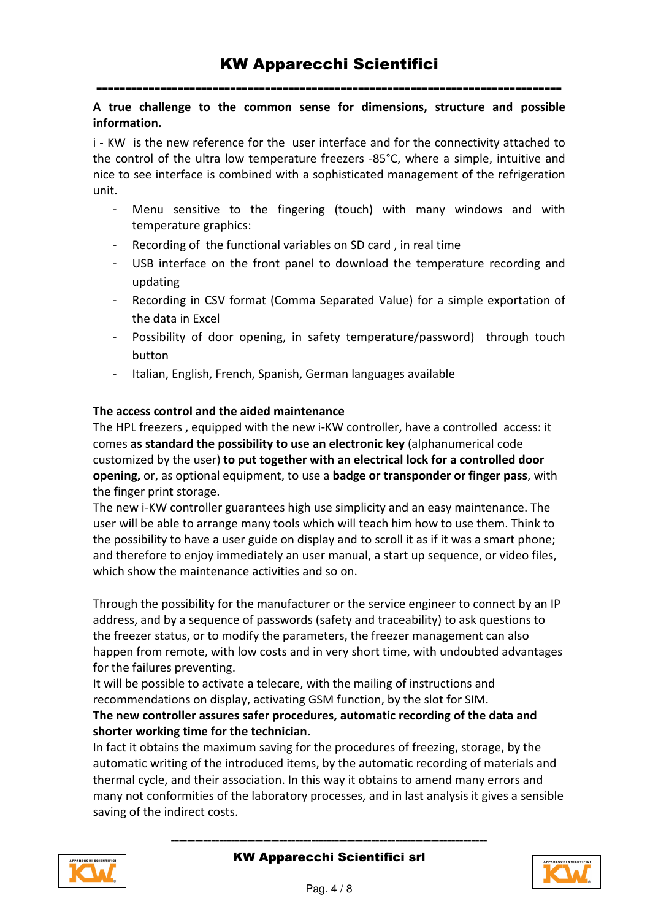**A true challenge to the common sense for dimensions, structure and possible information.**

i - KW is the new reference for the user interface and for the connectivity attached to the control of the ultra low temperature freezers -85°C, where a simple, intuitive and nice to see interface is combined with a sophisticated management of the refrigeration unit.

- Menu sensitive to the fingering (touch) with many windows and with temperature graphics:
- Recording of the functional variables on SD card , in real time
- USB interface on the front panel to download the temperature recording and updating
- Recording in CSV format (Comma Separated Value) for a simple exportation of the data in Excel
- Possibility of door opening, in safety temperature/password) through touch button
- Italian, English, French, Spanish, German languages available

**The access control and the aided maintenance**

The HPL freezers , equipped with the new i-KW controller, have a controlled access: it comes **as standard the possibility to use an electronic key** (alphanumerical code customized by the user) **to put together with an electrical lock for a controlled door opening,** or, as optional equipment, to use a **badge or transponder or finger pass**, with the finger print storage.

The new i-KW controller guarantees high use simplicity and an easy maintenance. The user will be able to arrange many tools which will teach him how to use them. Think to the possibility to have a user guide on display and to scroll it as if it was a smart phone; and therefore to enjoy immediately an user manual, a start up sequence, or video files, which show the maintenance activities and so on.

Through the possibility for the manufacturer or the service engineer to connect by an IP address, and by a sequence of passwords (safety and traceability) to ask questions to the freezer status, or to modify the parameters, the freezer management can also happen from remote, with low costs and in very short time, with undoubted advantages for the failures preventing.

It will be possible to activate a telecare, with the mailing of instructions and recommendations on display, activating GSM function, by the slot for SIM.

**The new controller assures safer procedures, automatic recording of the data and shorter working time for the technician.**

In fact it obtains the maximum saving for the procedures of freezing, storage, by the automatic writing of the introduced items, by the automatic recording of materials and thermal cycle, and their association. In this way it obtains to amend many errors and many not conformities of the laboratory processes, and in last analysis it gives a sensible saving of the indirect costs.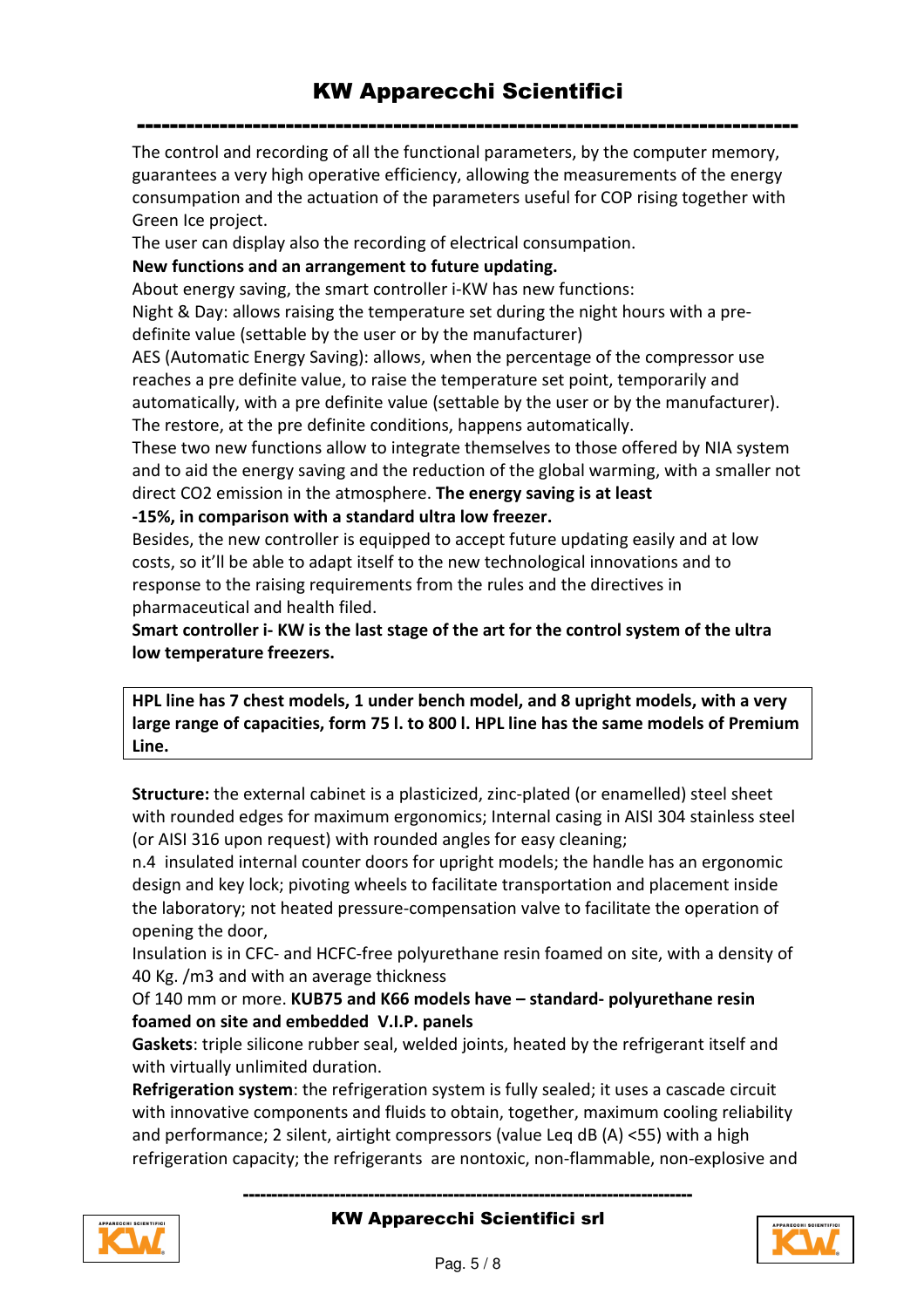The control and recording of all the functional parameters, by the computer memory, guarantees a very high operative efficiency, allowing the measurements of the energy consumption and the actuation of the parameters useful for COP rising together with Green Ice project.

The user can display also the recording of electrical consumption.

**New functions and an arrangement to future updating.**

About energy saving, the smart controller i-KW has new functions:

Night & Day: allows raising the temperature set during the night hours with a pre-definite value (settable by the user or by the manufacturer)

AES (Automatic Energy Saving): allows, when the percentage of the compressor use reaches a pre definite value, to raise the temperature set point, temporarily and automatically, with a pre definite value (settable by the user or by the manufacturer). The restore, at the pre definite conditions, happens automatically.

These two new functions allow to integrate themselves to those offered by NIA system and to aid the energy saving and the reduction of the global warming, with a smaller not direct $CO_2$ emission in the atmosphere. **The energy saving is at least -15%, in comparison with a standard ultra low freezer.**

Besides, the new controller is equipped to accept future updating easily and at low costs, so it'll be able to adapt itself to the new technological innovations and to response to the raising requirements from the rules and the directives in pharmaceutical and health filed.

**Smart controller i- KW is the last stage of the art for the control system of the ultra low temperature freezers.**

**HPL line has 7 chest models, 1 under bench model, and 8 upright models, with a very large range of capacities, form 75 l. to 800 l. HPL line has the same models of Premium Line.**

**Structure:** the external cabinet is a plasticized, zinc-plated (or enamelled) steel sheet with rounded edges for maximum ergonomics; Internal casing in AISI 304 stainless steel (or AISI 316 upon request) with rounded angles for easy cleaning;

n.4 insulated internal counter doors for upright models; the handle has an ergonomic design and key lock; pivoting wheels to facilitate transportation and placement inside the laboratory; not heated pressure-compensation valve to facilitate the operation of opening the door,

Insulation is in CFC- and HCFC-free polyurethane resin foamed on site, with a density of 40 Kg. /m3 and with an average thickness Of 140 mm or more. **KUB75 and K66 models have – standard- polyurethane resin foamed on site and embedded V.I.P. panels**

**Gaskets**: triple silicone rubber seal, welded joints, heated by the refrigerant itself and with virtually unlimited duration.

**Refrigeration system**: the refrigeration system is fully sealed; it uses a cascade circuit with innovative components and fluids to obtain, together, maximum cooling reliability and performance; 2 silent, airtight compressors (value Leq dB (A) <55) with a high refrigeration capacity; the refrigerants are nontoxic, non-flammable, non-explosive and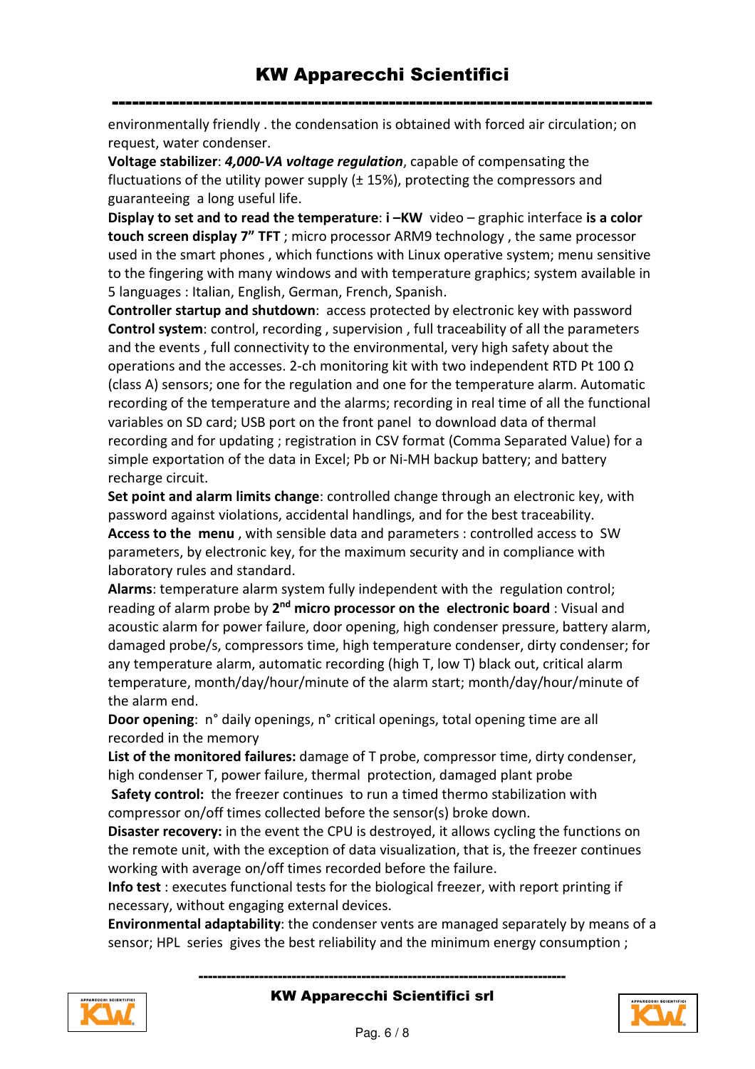environmentally friendly . the condensation is obtained with forced air circulation; on request, water condenser.

**Voltage stabilizer**: ***4,000-VA voltage regulation***, capable of compensating the fluctuations of the utility power supply (± 15%), protecting the compressors and guaranteeing a long useful life.

**Display to set and to read the temperature**: **i –KW** video – graphic interface **is a color touch screen display 7" TFT** ; micro processor ARM9 technology , the same processor used in the smart phones , which functions with Linux operative system; menu sensitive to the fingering with many windows and with temperature graphics; system available in 5 languages : Italian, English, German, French, Spanish.

**Controller startup and shutdown**: access protected by electronic key with password

**Control system**: control, recording , supervision , full traceability of all the parameters and the events , full connectivity to the environmental, very high safety about the operations and the accesses. 2-ch monitoring kit with two independent RTD Pt 100 Ω (class A) sensors; one for the regulation and one for the temperature alarm. Automatic recording of the temperature and the alarms; recording in real time of all the functional variables on SD card; USB port on the front panel to download data of thermal recording and for updating ; registration in CSV format (Comma Separated Value) for a simple exportation of the data in Excel; Pb or Ni-MH backup battery; and battery recharge circuit.

**Set point and alarm limits change**: controlled change through an electronic key, with password against violations, accidental handlings, and for the best traceability.

**Access to the menu** , with sensible data and parameters : controlled access to SW parameters, by electronic key, for the maximum security and in compliance with laboratory rules and standard.

**Alarms**: temperature alarm system fully independent with the regulation control; reading of alarm probe by **2nd micro processor on the electronic board** : Visual and acoustic alarm for power failure, door opening, high condenser pressure, battery alarm, damaged probe/s, compressors time, high temperature condenser, dirty condenser; for any temperature alarm, automatic recording (high T, low T) black out, critical alarm temperature, month/day/hour/minute of the alarm start; month/day/hour/minute of the alarm end.

**Door opening**: n° daily openings, n° critical openings, total opening time are all recorded in the memory

**List of the monitored failures:** damage of T probe, compressor time, dirty condenser, high condenser T, power failure, thermal protection, damaged plant probe

**Safety control:** the freezer continues to run a timed thermo stabilization with compressor on/off times collected before the sensor(s) broke down.

**Disaster recovery:** in the event the CPU is destroyed, it allows cycling the functions on the remote unit, with the exception of data visualization, that is, the freezer continues working with average on/off times recorded before the failure.

**Info test** : executes functional tests for the biological freezer, with report printing if necessary, without engaging external devices.

**Environmental adaptability**: the condenser vents are managed separately by means of a sensor; HPL series gives the best reliability and the minimum energy consumption ;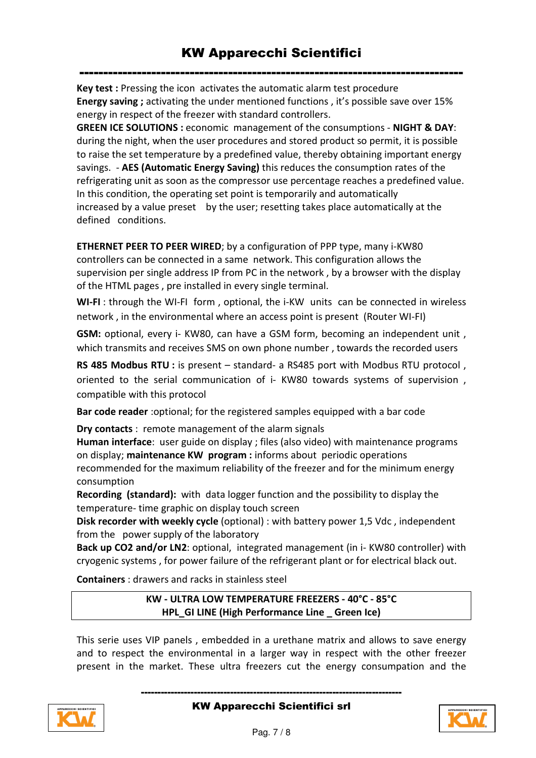**Key test :** Pressing the icon activates the automatic alarm test procedure
**Energy saving ;** activating the under mentioned functions , it's possible save over 15% energy in respect of the freezer with standard controllers.
**GREEN ICE SOLUTIONS :** economic management of the consumptions - **NIGHT & DAY**: during the night, when the user procedures and stored product so permit, it is possible to raise the set temperature by a predefined value, thereby obtaining important energy savings. - **AES (Automatic Energy Saving)** this reduces the consumption rates of the refrigerating unit as soon as the compressor use percentage reaches a predefined value. In this condition, the operating set point is temporarily and automatically increased by a value preset by the user; resetting takes place automatically at the defined conditions.

**ETHERNET PEER TO PEER WIRED**; by a configuration of PPP type, many i-KW80 controllers can be connected in a same network. This configuration allows the supervision per single address IP from PC in the network , by a browser with the display of the HTML pages , pre installed in every single terminal.

**WI-FI** : through the WI-FI form , optional, the i-KW units can be connected in wireless network , in the environmental where an access point is present (Router WI-FI)

**GSM:** optional, every i- KW80, can have a GSM form, becoming an independent unit , which transmits and receives SMS on own phone number , towards the recorded users

**RS 485 Modbus RTU :** is present – standard- a RS485 port with Modbus RTU protocol , oriented to the serial communication of i- KW80 towards systems of supervision , compatible with this protocol

**Bar code reader** :optional; for the registered samples equipped with a bar code

**Dry contacts** : remote management of the alarm signals
**Human interface**: user guide on display ; files (also video) with maintenance programs on display; **maintenance KW program :** informs about periodic operations recommended for the maximum reliability of the freezer and for the minimum energy consumption
**Recording (standard):** with data logger function and the possibility to display the temperature- time graphic on display touch screen
**Disk recorder with weekly cycle** (optional) : with battery power 1,5 Vdc , independent from the power supply of the laboratory
**Back up CO2 and/or LN2**: optional, integrated management (in i- KW80 controller) with cryogenic systems , for power failure of the refrigerant plant or for electrical black out.

**Containers** : drawers and racks in stainless steel

| **KW - ULTRA LOW TEMPERATURE FREEZERS - 40°C - 85°C**<br>**HPL_GI LINE (High Performance Line _ Green Ice)** |
|---|

This serie uses VIP panels , embedded in a urethane matrix and allows to save energy and to respect the environmental in a larger way in respect with the other freezer present in the market. These ultra freezers cut the energy consumpation and the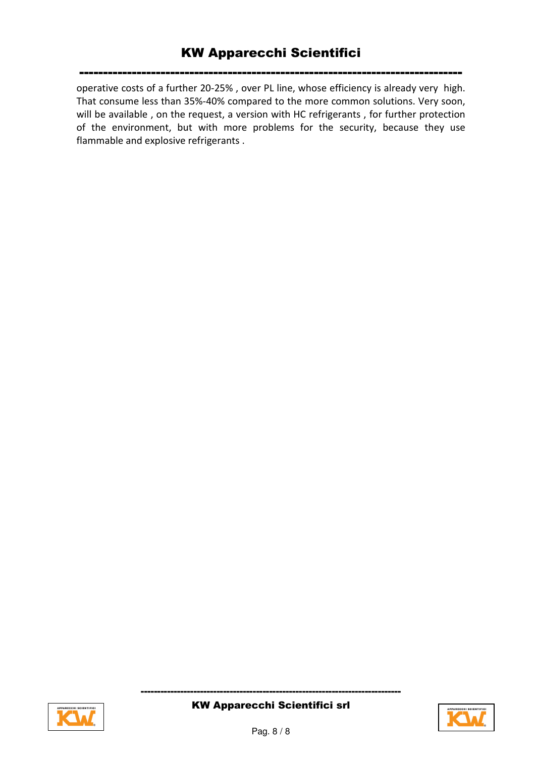operative costs of a further 20-25% , over PL line, whose efficiency is already very high. That consume less than 35%-40% compared to the more common solutions. Very soon, will be available , on the request, a version with HC refrigerants , for further protection of the environment, but with more problems for the security, because they use flammable and explosive refrigerants .